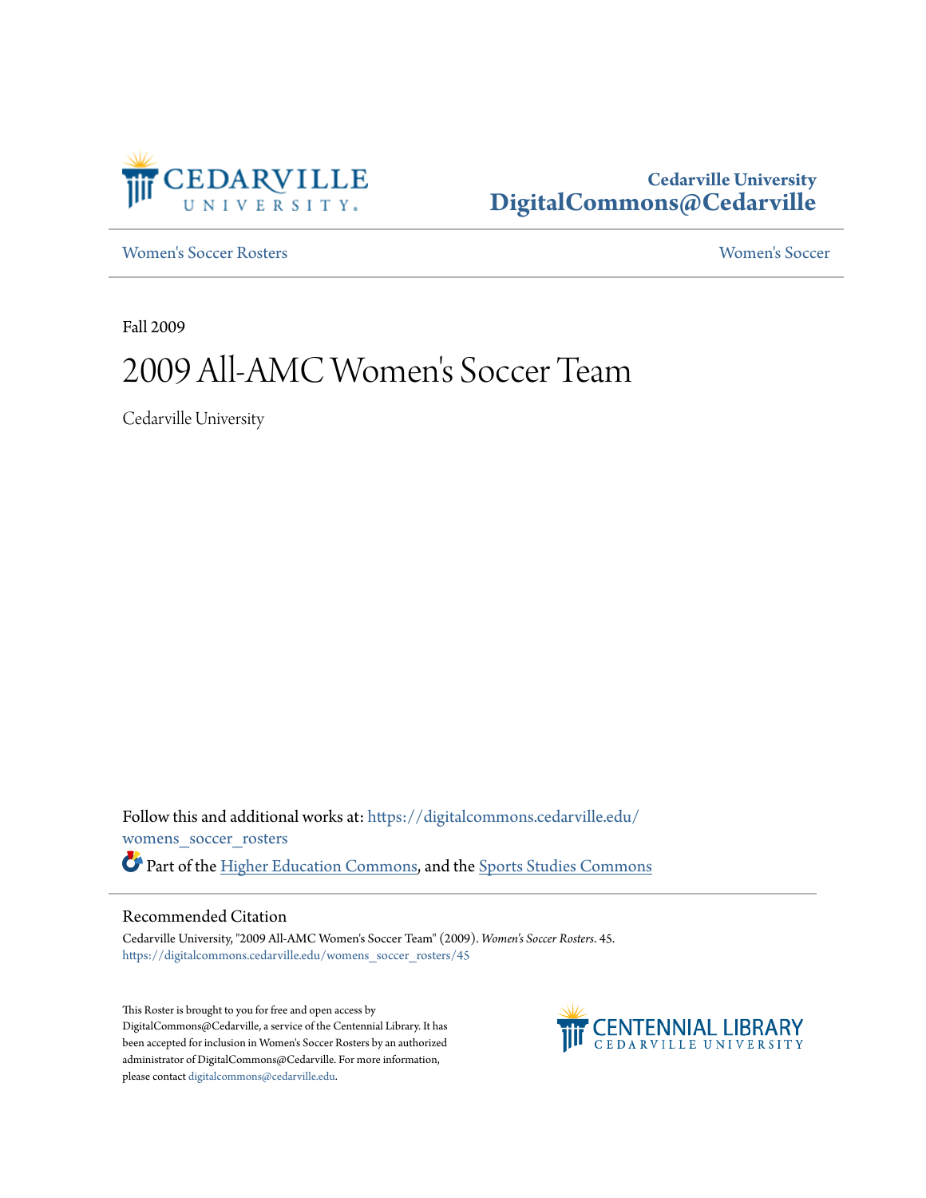Cedarville University
DigitalCommons@Cedarville

Women's Soccer Rosters

Women's Soccer

Fall 2009

# 2009 All-AMC Women's Soccer Team

Cedarville University

Follow this and additional works at: https://digitalcommons.cedarville.edu/womens_soccer_rosters

Part of the Higher Education Commons, and the Sports Studies Commons

## Recommended Citation

Cedarville University, "2009 All-AMC Women's Soccer Team" (2009). *Women's Soccer Rosters*. 45.
https://digitalcommons.cedarville.edu/womens_soccer_rosters/45

This Roster is brought to you for free and open access by DigitalCommons@Cedarville, a service of the Centennial Library. It has been accepted for inclusion in Women's Soccer Rosters by an authorized administrator of DigitalCommons@Cedarville. For more information, please contact digitalcommons@cedarville.edu.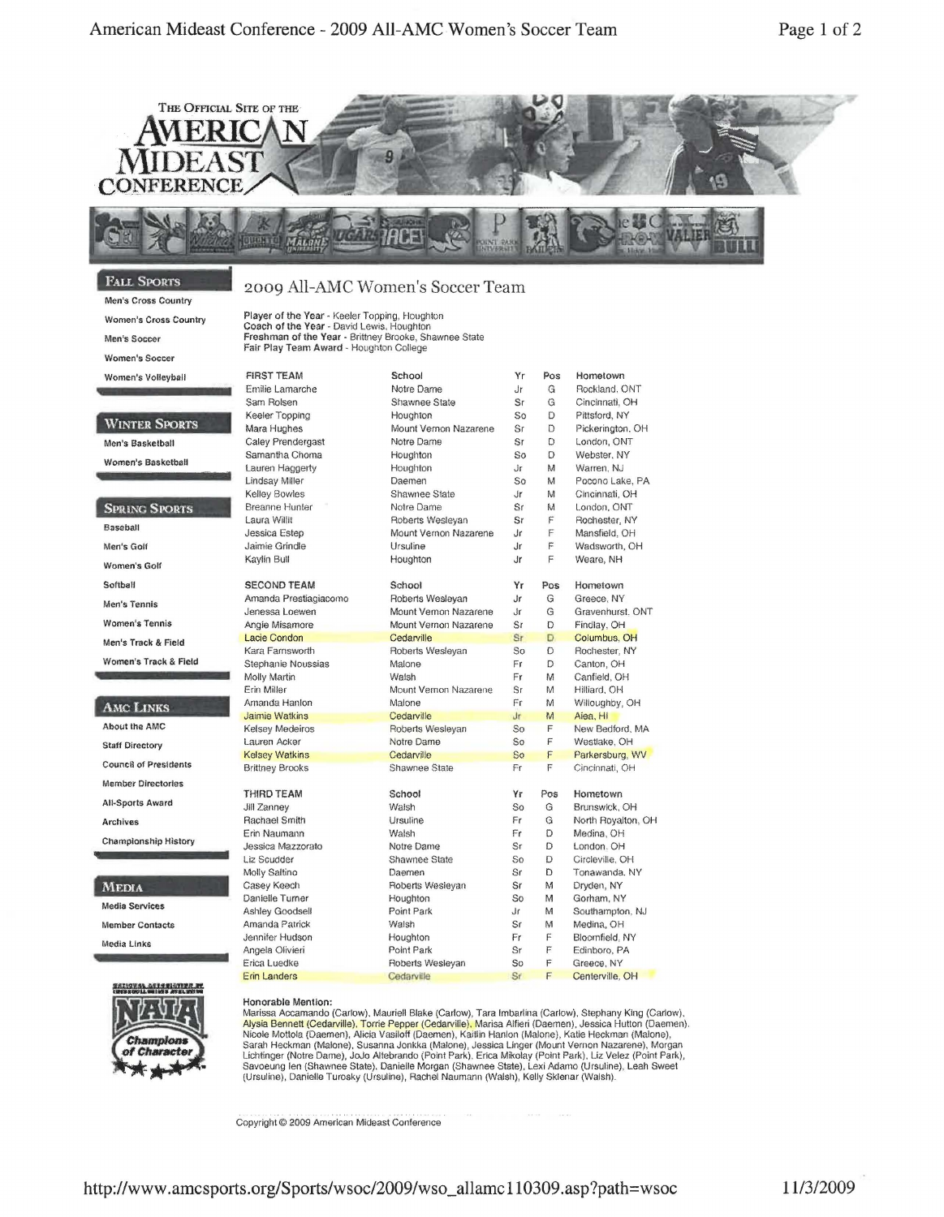**FALL SPORTS**

- Men's Cross Country
- Women's Cross Country
- Men's Soccer
- Women's Soccer
- Women's Volleyball

**WINTER SPORTS**

- Men's Basketball
- Women's Basketball

**SPRING SPORTS**

- Baseball
- Men's Golf
- Women's Golf
- Softball
- Men's Tennis
- Women's Tennis
- Men's Track & Field
- Women's Track & Field

**AMC LINKS**

- About the AMC
- Staff Directory
- Council of Presidents
- Member Directories
- All-Sports Award
- Archives
- Championship History

**MEDIA**

- Media Services
- Member Contacts
- Media Links

# 2009 All-AMC Women's Soccer Team

**Player of the Year** - Keeler Topping, Houghton
**Coach of the Year** - David Lewis, Houghton
**Freshman of the Year** - Brittney Brooke, Shawnee State
**Fair Play Team Award** - Houghton College

| FIRST TEAM | School | Yr | Pos | Hometown |
|---|---|---|---|---|
| Emilie Lamarche | Notre Dame | Jr | G | Rockland, ONT |
| Sam Rolsen | Shawnee State | Sr | G | Cincinnati, OH |
| Keeler Topping | Houghton | So | D | Pittsford, NY |
| Mara Hughes | Mount Vernon Nazarene | Sr | D | Pickerington, OH |
| Caley Prendergast | Notre Dame | Sr | D | London, ONT |
| Samantha Choma | Houghton | So | D | Webster, NY |
| Lauren Haggerty | Houghton | Jr | M | Warren, NJ |
| Lindsay Miller | Daemen | So | M | Pocono Lake, PA |
| Kelley Bowles | Shawnee State | Jr | M | Cincinnati, OH |
| Breanne Hunter | Notre Dame | Sr | M | London, ONT |
| Laura Willit | Roberts Wesleyan | Sr | F | Rochester, NY |
| Jessica Estep | Mount Vernon Nazarene | Jr | F | Mansfield, OH |
| Jaimie Grindle | Ursuline | Jr | F | Wadsworth, OH |
| Kaylin Bull | Houghton | Jr | F | Weare, NH |

| SECOND TEAM | School | Yr | Pos | Hometown |
|---|---|---|---|---|
| Amanda Prestiagiacomo | Roberts Wesleyan | Jr | G | Greece, NY |
| Jenessa Loewen | Mount Vernon Nazarene | Jr | G | Gravenhurst, ONT |
| Angie Misamore | Mount Vernon Nazarene | Sr | D | Findlay, OH |
| Lacie Condon | Cedarville | Sr | D | Columbus, OH |
| Kara Farnsworth | Roberts Wesleyan | So | D | Rochester, NY |
| Stephanie Noussias | Malone | Fr | D | Canton, OH |
| Molly Martin | Walsh | Fr | M | Canfield, OH |
| Erin Miller | Mount Vernon Nazarene | Sr | M | Hilliard, OH |
| Amanda Hanlon | Malone | Fr | M | Willoughby, OH |
| Jaimie Watkins | Cedarville | Jr | M | Aiea, HI |
| Kelsey Medeiros | Roberts Wesleyan | So | F | New Bedford, MA |
| Lauren Acker | Notre Dame | So | F | Westlake, OH |
| Kelsey Watkins | Cedarville | So | F | Parkersburg, WV |
| Brittney Brooks | Shawnee State | Fr | F | Cincinnati, OH |

| THIRD TEAM | School | Yr | Pos | Hometown |
|---|---|---|---|---|
| Jill Zanney | Walsh | So | G | Brunswick, OH |
| Rachael Smith | Ursuline | Fr | G | North Royalton, OH |
| Erin Naumann | Walsh | Fr | D | Medina, OH |
| Jessica Mazzorato | Notre Dame | Sr | D | London, OH |
| Liz Scudder | Shawnee State | So | D | Circleville, OH |
| Molly Saltino | Daemen | Sr | D | Tonawanda, NY |
| Casey Keech | Roberts Wesleyan | Sr | M | Dryden, NY |
| Danielle Turner | Houghton | So | M | Gorham, NY |
| Ashley Goodsell | Point Park | Jr | M | Southampton, NJ |
| Amanda Patrick | Walsh | Sr | M | Medina, OH |
| Jennifer Hudson | Houghton | Fr | F | Bloomfield, NY |
| Angela Olivieri | Point Park | Sr | F | Edinboro, PA |
| Erica Luedke | Roberts Wesleyan | So | F | Greece, NY |
| Erin Landers | Cedarville | Sr | F | Centerville, OH |

**Honorable Mention:**
Marissa Accamando (Carlow), Mauriell Blake (Carlow), Tara Imbarlina (Carlow), Stephany King (Carlow), Alysia Bennett (Cedarville), Torrie Pepper (Cedarville), Marisa Alfieri (Daemen), Jessica Hutton (Daemen), Nicole Mottola (Daemen), Alicia Vasiloff (Daemen), Kaitlin Hanlon (Malone), Katie Heckman (Malone), Sarah Heckman (Malone), Susanna Jonkka (Malone), Jessica Linger (Mount Vernon Nazarene), Morgan Lichtinger (Notre Dame), JoJo Altebrando (Point Park), Erica Mikolay (Point Park), Liz Velez (Point Park), Savoeung Ien (Shawnee State), Danielle Morgan (Shawnee State), Lexi Adamo (Ursuline), Leah Sweet (Ursuline), Danielle Turosky (Ursuline), Rachel Naumann (Walsh), Kelly Sklenar (Walsh).

Copyright © 2009 American Mideast Conference